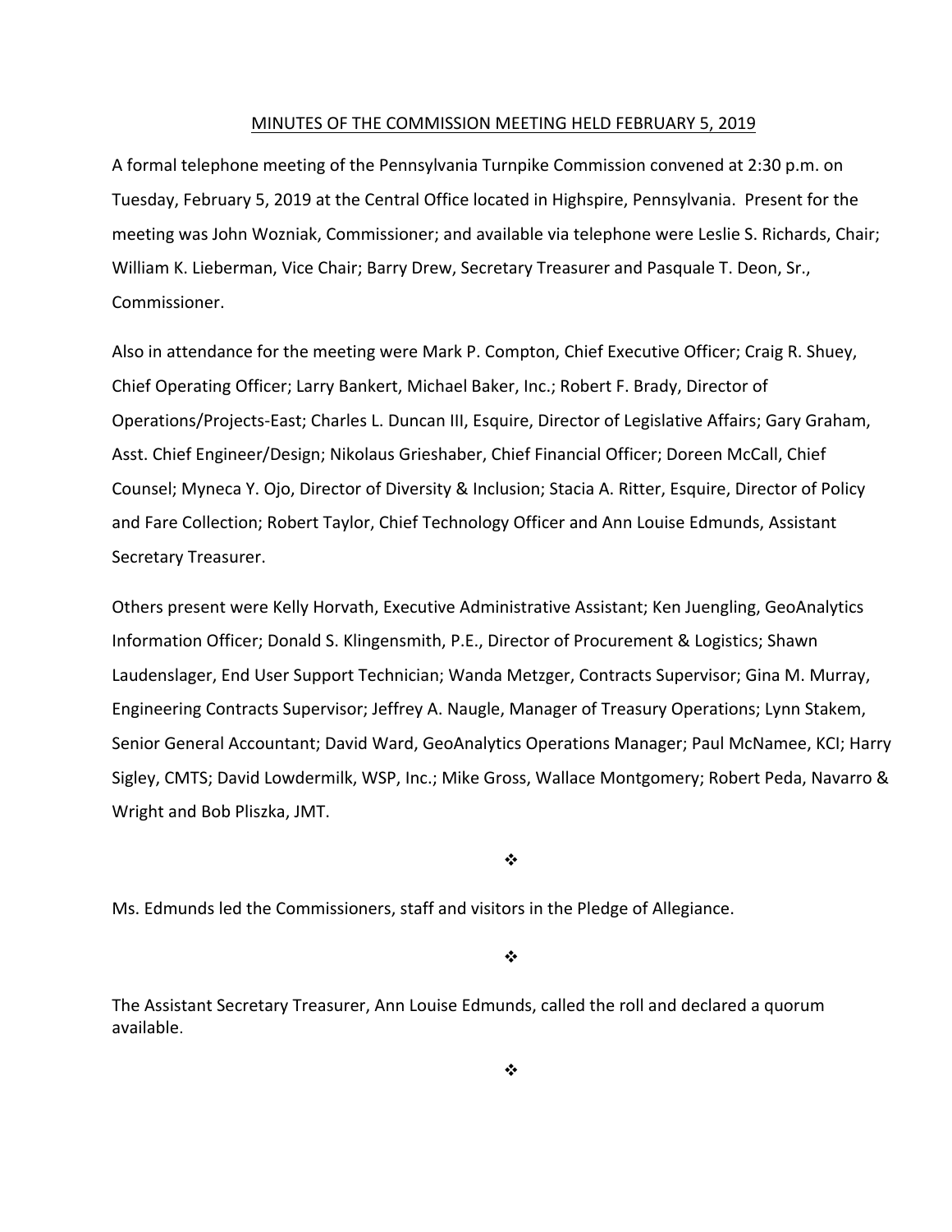# MINUTES OF THE COMMISSION MEETING HELD FEBRUARY 5, 2019

A formal telephone meeting of the Pennsylvania Turnpike Commission convened at 2:30 p.m. on Tuesday, February 5, 2019 at the Central Office located in Highspire, Pennsylvania. Present for the meeting was John Wozniak, Commissioner; and available via telephone were Leslie S. Richards, Chair; William K. Lieberman, Vice Chair; Barry Drew, Secretary Treasurer and Pasquale T. Deon, Sr., Commissioner.

Also in attendance for the meeting were Mark P. Compton, Chief Executive Officer; Craig R. Shuey, Chief Operating Officer; Larry Bankert, Michael Baker, Inc.; Robert F. Brady, Director of Operations/Projects-East; Charles L. Duncan III, Esquire, Director of Legislative Affairs; Gary Graham, Asst. Chief Engineer/Design; Nikolaus Grieshaber, Chief Financial Officer; Doreen McCall, Chief Counsel; Myneca Y. Ojo, Director of Diversity & Inclusion; Stacia A. Ritter, Esquire, Director of Policy and Fare Collection; Robert Taylor, Chief Technology Officer and Ann Louise Edmunds, Assistant Secretary Treasurer.

Others present were Kelly Horvath, Executive Administrative Assistant; Ken Juengling, GeoAnalytics Information Officer; Donald S. Klingensmith, P.E., Director of Procurement & Logistics; Shawn Laudenslager, End User Support Technician; Wanda Metzger, Contracts Supervisor; Gina M. Murray, Engineering Contracts Supervisor; Jeffrey A. Naugle, Manager of Treasury Operations; Lynn Stakem, Senior General Accountant; David Ward, GeoAnalytics Operations Manager; Paul McNamee, KCI; Harry Sigley, CMTS; David Lowdermilk, WSP, Inc.; Mike Gross, Wallace Montgomery; Robert Peda, Navarro & Wright and Bob Pliszka, JMT.

❖

Ms. Edmunds led the Commissioners, staff and visitors in the Pledge of Allegiance.

❖

The Assistant Secretary Treasurer, Ann Louise Edmunds, called the roll and declared a quorum available.

❖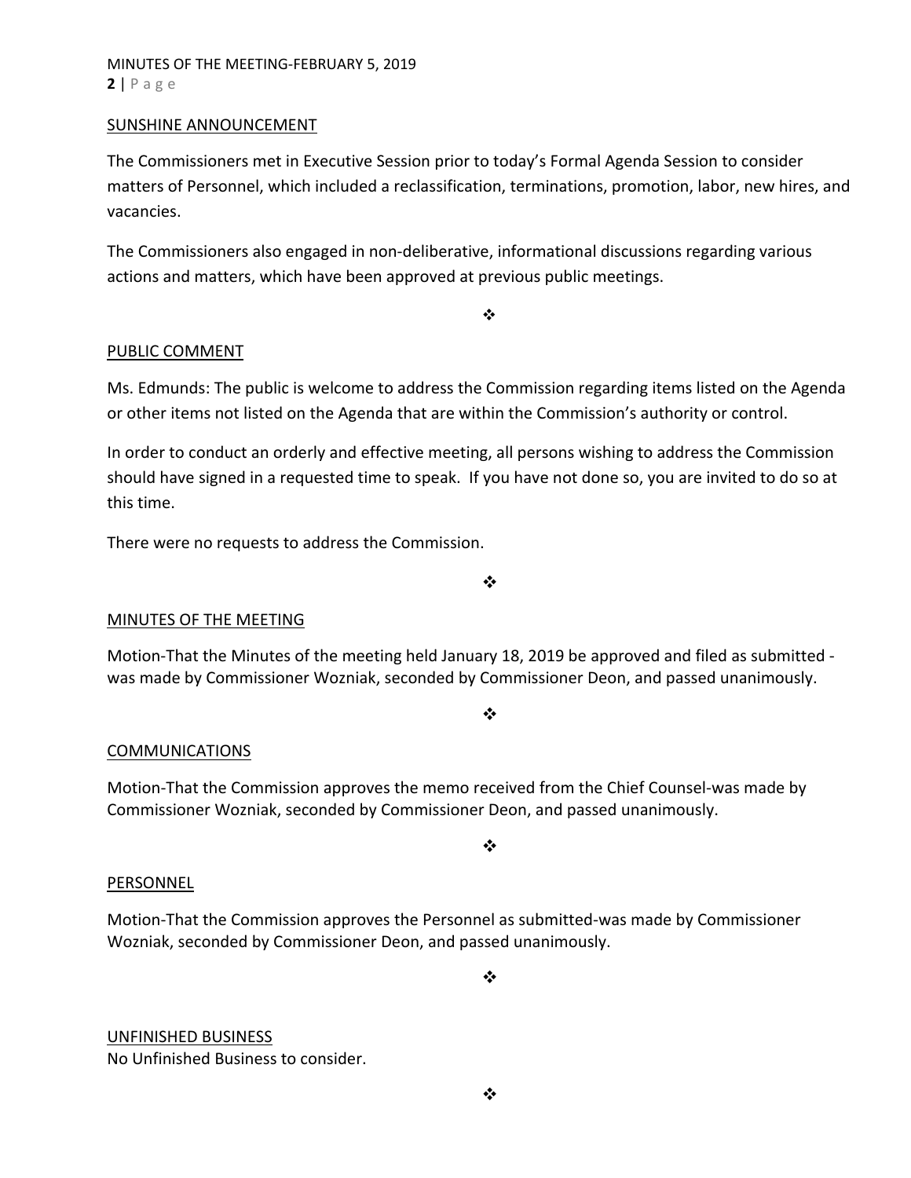## SUNSHINE ANNOUNCEMENT

The Commissioners met in Executive Session prior to today's Formal Agenda Session to consider matters of Personnel, which included a reclassification, terminations, promotion, labor, new hires, and vacancies.

The Commissioners also engaged in non-deliberative, informational discussions regarding various actions and matters, which have been approved at previous public meetings.

❖

## PUBLIC COMMENT

Ms. Edmunds: The public is welcome to address the Commission regarding items listed on the Agenda or other items not listed on the Agenda that are within the Commission's authority or control.

In order to conduct an orderly and effective meeting, all persons wishing to address the Commission should have signed in a requested time to speak. If you have not done so, you are invited to do so at this time.

There were no requests to address the Commission.

❖

## MINUTES OF THE MEETING

Motion-That the Minutes of the meeting held January 18, 2019 be approved and filed as submitted - was made by Commissioner Wozniak, seconded by Commissioner Deon, and passed unanimously.

❖

## COMMUNICATIONS

Motion-That the Commission approves the memo received from the Chief Counsel-was made by Commissioner Wozniak, seconded by Commissioner Deon, and passed unanimously.

❖

## PERSONNEL

Motion-That the Commission approves the Personnel as submitted-was made by Commissioner Wozniak, seconded by Commissioner Deon, and passed unanimously.

❖

## UNFINISHED BUSINESS

No Unfinished Business to consider.

❖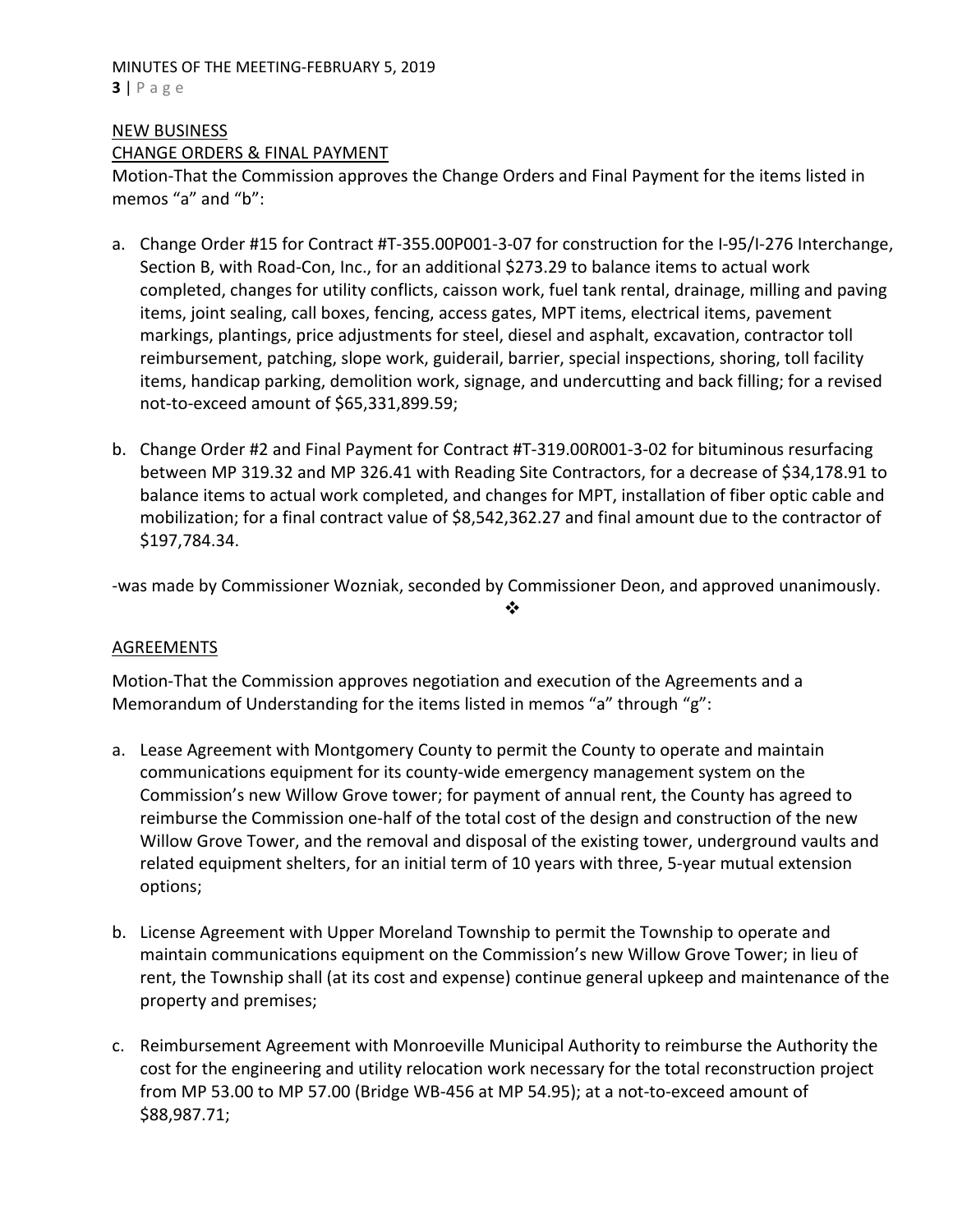## NEW BUSINESS

### CHANGE ORDERS & FINAL PAYMENT

Motion-That the Commission approves the Change Orders and Final Payment for the items listed in memos "a" and "b":

a. Change Order #15 for Contract #T-355.00P001-3-07 for construction for the I-95/I-276 Interchange, Section B, with Road-Con, Inc., for an additional $273.29 to balance items to actual work completed, changes for utility conflicts, caisson work, fuel tank rental, drainage, milling and paving items, joint sealing, call boxes, fencing, access gates, MPT items, electrical items, pavement markings, plantings, price adjustments for steel, diesel and asphalt, excavation, contractor toll reimbursement, patching, slope work, guiderail, barrier, special inspections, shoring, toll facility items, handicap parking, demolition work, signage, and undercutting and back filling; for a revised not-to-exceed amount of $65,331,899.59;

b. Change Order #2 and Final Payment for Contract #T-319.00R001-3-02 for bituminous resurfacing between MP 319.32 and MP 326.41 with Reading Site Contractors, for a decrease of $34,178.91 to balance items to actual work completed, and changes for MPT, installation of fiber optic cable and mobilization; for a final contract value of $8,542,362.27 and final amount due to the contractor of $197,784.34.

-was made by Commissioner Wozniak, seconded by Commissioner Deon, and approved unanimously.

❖

### AGREEMENTS

Motion-That the Commission approves negotiation and execution of the Agreements and a Memorandum of Understanding for the items listed in memos "a" through "g":

a. Lease Agreement with Montgomery County to permit the County to operate and maintain communications equipment for its county-wide emergency management system on the Commission's new Willow Grove tower; for payment of annual rent, the County has agreed to reimburse the Commission one-half of the total cost of the design and construction of the new Willow Grove Tower, and the removal and disposal of the existing tower, underground vaults and related equipment shelters, for an initial term of 10 years with three, 5-year mutual extension options;

b. License Agreement with Upper Moreland Township to permit the Township to operate and maintain communications equipment on the Commission's new Willow Grove Tower; in lieu of rent, the Township shall (at its cost and expense) continue general upkeep and maintenance of the property and premises;

c. Reimbursement Agreement with Monroeville Municipal Authority to reimburse the Authority the cost for the engineering and utility relocation work necessary for the total reconstruction project from MP 53.00 to MP 57.00 (Bridge WB-456 at MP 54.95); at a not-to-exceed amount of $88,987.71;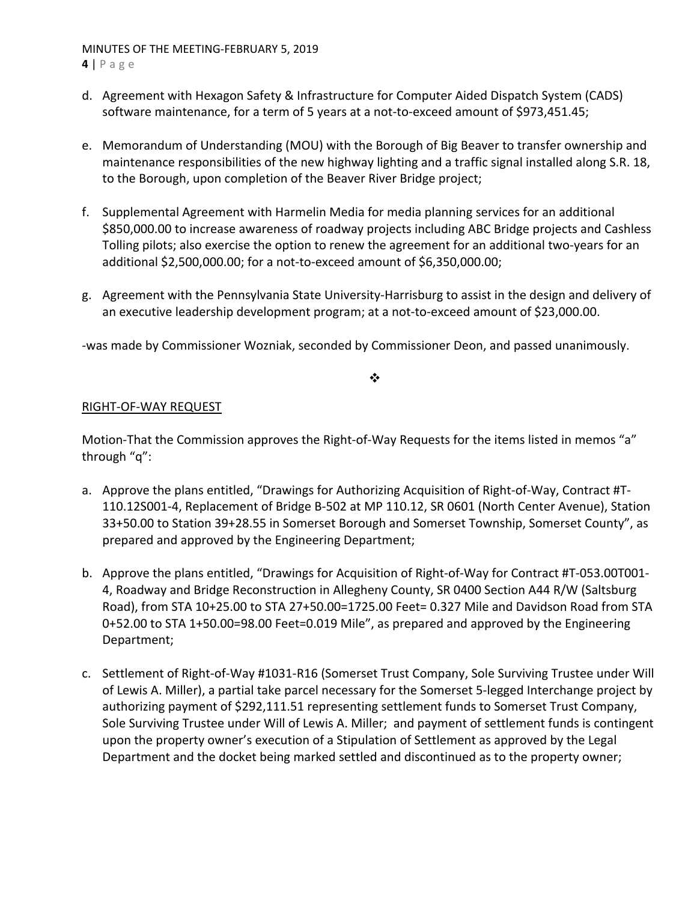d. Agreement with Hexagon Safety & Infrastructure for Computer Aided Dispatch System (CADS) software maintenance, for a term of 5 years at a not-to-exceed amount of $973,451.45;

e. Memorandum of Understanding (MOU) with the Borough of Big Beaver to transfer ownership and maintenance responsibilities of the new highway lighting and a traffic signal installed along S.R. 18, to the Borough, upon completion of the Beaver River Bridge project;

f. Supplemental Agreement with Harmelin Media for media planning services for an additional $850,000.00 to increase awareness of roadway projects including ABC Bridge projects and Cashless Tolling pilots; also exercise the option to renew the agreement for an additional two-years for an additional $2,500,000.00; for a not-to-exceed amount of $6,350,000.00;

g. Agreement with the Pennsylvania State University-Harrisburg to assist in the design and delivery of an executive leadership development program; at a not-to-exceed amount of $23,000.00.

-was made by Commissioner Wozniak, seconded by Commissioner Deon, and passed unanimously.

❖

RIGHT-OF-WAY REQUEST

Motion-That the Commission approves the Right-of-Way Requests for the items listed in memos "a" through "q":

a. Approve the plans entitled, "Drawings for Authorizing Acquisition of Right-of-Way, Contract #T-110.12S001-4, Replacement of Bridge B-502 at MP 110.12, SR 0601 (North Center Avenue), Station 33+50.00 to Station 39+28.55 in Somerset Borough and Somerset Township, Somerset County", as prepared and approved by the Engineering Department;

b. Approve the plans entitled, "Drawings for Acquisition of Right-of-Way for Contract #T-053.00T001-4, Roadway and Bridge Reconstruction in Allegheny County, SR 0400 Section A44 R/W (Saltsburg Road), from STA 10+25.00 to STA 27+50.00=1725.00 Feet= 0.327 Mile and Davidson Road from STA 0+52.00 to STA 1+50.00=98.00 Feet=0.019 Mile", as prepared and approved by the Engineering Department;

c. Settlement of Right-of-Way #1031-R16 (Somerset Trust Company, Sole Surviving Trustee under Will of Lewis A. Miller), a partial take parcel necessary for the Somerset 5-legged Interchange project by authorizing payment of $292,111.51 representing settlement funds to Somerset Trust Company, Sole Surviving Trustee under Will of Lewis A. Miller; and payment of settlement funds is contingent upon the property owner's execution of a Stipulation of Settlement as approved by the Legal Department and the docket being marked settled and discontinued as to the property owner;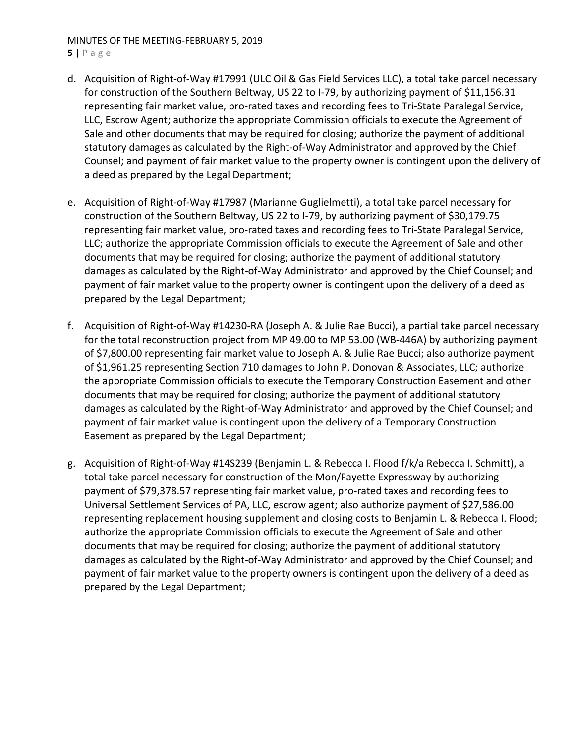d. Acquisition of Right-of-Way #17991 (ULC Oil & Gas Field Services LLC), a total take parcel necessary for construction of the Southern Beltway, US 22 to I-79, by authorizing payment of $11,156.31 representing fair market value, pro-rated taxes and recording fees to Tri-State Paralegal Service, LLC, Escrow Agent; authorize the appropriate Commission officials to execute the Agreement of Sale and other documents that may be required for closing; authorize the payment of additional statutory damages as calculated by the Right-of-Way Administrator and approved by the Chief Counsel; and payment of fair market value to the property owner is contingent upon the delivery of a deed as prepared by the Legal Department;

e. Acquisition of Right-of-Way #17987 (Marianne Guglielmetti), a total take parcel necessary for construction of the Southern Beltway, US 22 to I-79, by authorizing payment of $30,179.75 representing fair market value, pro-rated taxes and recording fees to Tri-State Paralegal Service, LLC; authorize the appropriate Commission officials to execute the Agreement of Sale and other documents that may be required for closing; authorize the payment of additional statutory damages as calculated by the Right-of-Way Administrator and approved by the Chief Counsel; and payment of fair market value to the property owner is contingent upon the delivery of a deed as prepared by the Legal Department;

f. Acquisition of Right-of-Way #14230-RA (Joseph A. & Julie Rae Bucci), a partial take parcel necessary for the total reconstruction project from MP 49.00 to MP 53.00 (WB-446A) by authorizing payment of $7,800.00 representing fair market value to Joseph A. & Julie Rae Bucci; also authorize payment of $1,961.25 representing Section 710 damages to John P. Donovan & Associates, LLC; authorize the appropriate Commission officials to execute the Temporary Construction Easement and other documents that may be required for closing; authorize the payment of additional statutory damages as calculated by the Right-of-Way Administrator and approved by the Chief Counsel; and payment of fair market value is contingent upon the delivery of a Temporary Construction Easement as prepared by the Legal Department;

g. Acquisition of Right-of-Way #14S239 (Benjamin L. & Rebecca I. Flood f/k/a Rebecca I. Schmitt), a total take parcel necessary for construction of the Mon/Fayette Expressway by authorizing payment of $79,378.57 representing fair market value, pro-rated taxes and recording fees to Universal Settlement Services of PA, LLC, escrow agent; also authorize payment of $27,586.00 representing replacement housing supplement and closing costs to Benjamin L. & Rebecca I. Flood; authorize the appropriate Commission officials to execute the Agreement of Sale and other documents that may be required for closing; authorize the payment of additional statutory damages as calculated by the Right-of-Way Administrator and approved by the Chief Counsel; and payment of fair market value to the property owners is contingent upon the delivery of a deed as prepared by the Legal Department;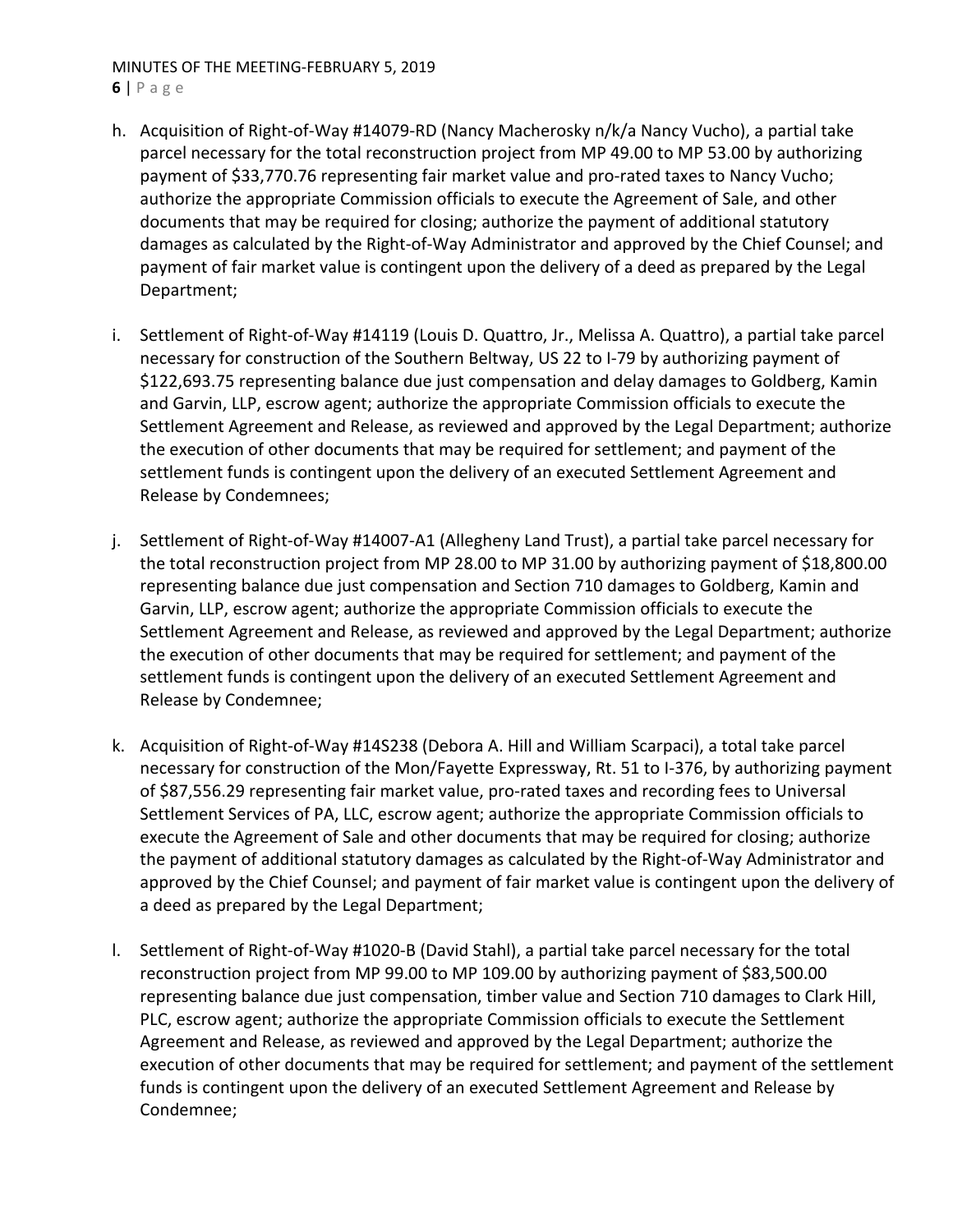h. Acquisition of Right-of-Way #14079-RD (Nancy Macherosky n/k/a Nancy Vucho), a partial take parcel necessary for the total reconstruction project from MP 49.00 to MP 53.00 by authorizing payment of $33,770.76 representing fair market value and pro-rated taxes to Nancy Vucho; authorize the appropriate Commission officials to execute the Agreement of Sale, and other documents that may be required for closing; authorize the payment of additional statutory damages as calculated by the Right-of-Way Administrator and approved by the Chief Counsel; and payment of fair market value is contingent upon the delivery of a deed as prepared by the Legal Department;

i. Settlement of Right-of-Way #14119 (Louis D. Quattro, Jr., Melissa A. Quattro), a partial take parcel necessary for construction of the Southern Beltway, US 22 to I-79 by authorizing payment of $122,693.75 representing balance due just compensation and delay damages to Goldberg, Kamin and Garvin, LLP, escrow agent; authorize the appropriate Commission officials to execute the Settlement Agreement and Release, as reviewed and approved by the Legal Department; authorize the execution of other documents that may be required for settlement; and payment of the settlement funds is contingent upon the delivery of an executed Settlement Agreement and Release by Condemnees;

j. Settlement of Right-of-Way #14007-A1 (Allegheny Land Trust), a partial take parcel necessary for the total reconstruction project from MP 28.00 to MP 31.00 by authorizing payment of $18,800.00 representing balance due just compensation and Section 710 damages to Goldberg, Kamin and Garvin, LLP, escrow agent; authorize the appropriate Commission officials to execute the Settlement Agreement and Release, as reviewed and approved by the Legal Department; authorize the execution of other documents that may be required for settlement; and payment of the settlement funds is contingent upon the delivery of an executed Settlement Agreement and Release by Condemnee;

k. Acquisition of Right-of-Way #14S238 (Debora A. Hill and William Scarpaci), a total take parcel necessary for construction of the Mon/Fayette Expressway, Rt. 51 to I-376, by authorizing payment of $87,556.29 representing fair market value, pro-rated taxes and recording fees to Universal Settlement Services of PA, LLC, escrow agent; authorize the appropriate Commission officials to execute the Agreement of Sale and other documents that may be required for closing; authorize the payment of additional statutory damages as calculated by the Right-of-Way Administrator and approved by the Chief Counsel; and payment of fair market value is contingent upon the delivery of a deed as prepared by the Legal Department;

l. Settlement of Right-of-Way #1020-B (David Stahl), a partial take parcel necessary for the total reconstruction project from MP 99.00 to MP 109.00 by authorizing payment of $83,500.00 representing balance due just compensation, timber value and Section 710 damages to Clark Hill, PLC, escrow agent; authorize the appropriate Commission officials to execute the Settlement Agreement and Release, as reviewed and approved by the Legal Department; authorize the execution of other documents that may be required for settlement; and payment of the settlement funds is contingent upon the delivery of an executed Settlement Agreement and Release by Condemnee;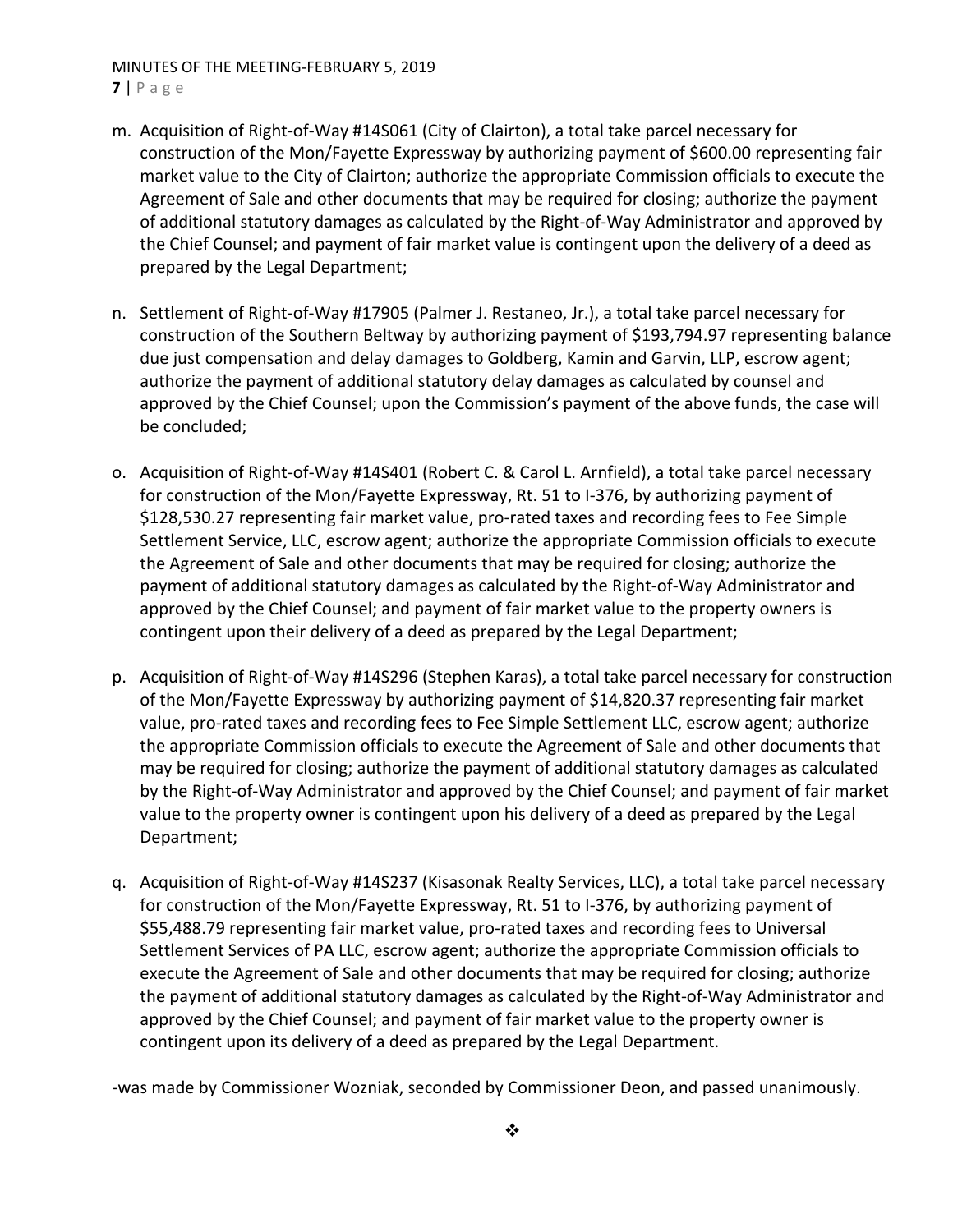m. Acquisition of Right-of-Way #14S061 (City of Clairton), a total take parcel necessary for construction of the Mon/Fayette Expressway by authorizing payment of $600.00 representing fair market value to the City of Clairton; authorize the appropriate Commission officials to execute the Agreement of Sale and other documents that may be required for closing; authorize the payment of additional statutory damages as calculated by the Right-of-Way Administrator and approved by the Chief Counsel; and payment of fair market value is contingent upon the delivery of a deed as prepared by the Legal Department;

n. Settlement of Right-of-Way #17905 (Palmer J. Restaneo, Jr.), a total take parcel necessary for construction of the Southern Beltway by authorizing payment of $193,794.97 representing balance due just compensation and delay damages to Goldberg, Kamin and Garvin, LLP, escrow agent; authorize the payment of additional statutory delay damages as calculated by counsel and approved by the Chief Counsel; upon the Commission's payment of the above funds, the case will be concluded;

o. Acquisition of Right-of-Way #14S401 (Robert C. & Carol L. Arnfield), a total take parcel necessary for construction of the Mon/Fayette Expressway, Rt. 51 to I-376, by authorizing payment of $128,530.27 representing fair market value, pro-rated taxes and recording fees to Fee Simple Settlement Service, LLC, escrow agent; authorize the appropriate Commission officials to execute the Agreement of Sale and other documents that may be required for closing; authorize the payment of additional statutory damages as calculated by the Right-of-Way Administrator and approved by the Chief Counsel; and payment of fair market value to the property owners is contingent upon their delivery of a deed as prepared by the Legal Department;

p. Acquisition of Right-of-Way #14S296 (Stephen Karas), a total take parcel necessary for construction of the Mon/Fayette Expressway by authorizing payment of $14,820.37 representing fair market value, pro-rated taxes and recording fees to Fee Simple Settlement LLC, escrow agent; authorize the appropriate Commission officials to execute the Agreement of Sale and other documents that may be required for closing; authorize the payment of additional statutory damages as calculated by the Right-of-Way Administrator and approved by the Chief Counsel; and payment of fair market value to the property owner is contingent upon his delivery of a deed as prepared by the Legal Department;

q. Acquisition of Right-of-Way #14S237 (Kisasonak Realty Services, LLC), a total take parcel necessary for construction of the Mon/Fayette Expressway, Rt. 51 to I-376, by authorizing payment of $55,488.79 representing fair market value, pro-rated taxes and recording fees to Universal Settlement Services of PA LLC, escrow agent; authorize the appropriate Commission officials to execute the Agreement of Sale and other documents that may be required for closing; authorize the payment of additional statutory damages as calculated by the Right-of-Way Administrator and approved by the Chief Counsel; and payment of fair market value to the property owner is contingent upon its delivery of a deed as prepared by the Legal Department.

-was made by Commissioner Wozniak, seconded by Commissioner Deon, and passed unanimously.

❖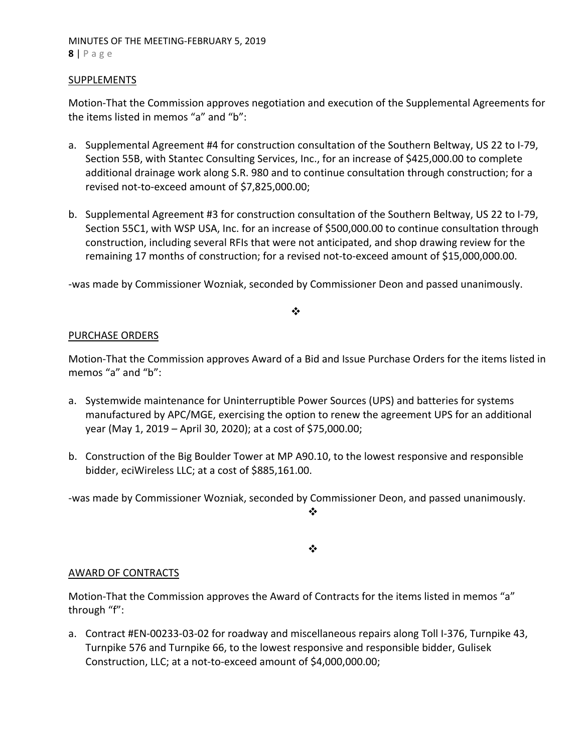## SUPPLEMENTS

Motion-That the Commission approves negotiation and execution of the Supplemental Agreements for the items listed in memos "a" and "b":

a. Supplemental Agreement #4 for construction consultation of the Southern Beltway, US 22 to I-79, Section 55B, with Stantec Consulting Services, Inc., for an increase of $425,000.00 to complete additional drainage work along S.R. 980 and to continue consultation through construction; for a revised not-to-exceed amount of $7,825,000.00;

b. Supplemental Agreement #3 for construction consultation of the Southern Beltway, US 22 to I-79, Section 55C1, with WSP USA, Inc. for an increase of $500,000.00 to continue consultation through construction, including several RFIs that were not anticipated, and shop drawing review for the remaining 17 months of construction; for a revised not-to-exceed amount of $15,000,000.00.

-was made by Commissioner Wozniak, seconded by Commissioner Deon and passed unanimously.

❖

## PURCHASE ORDERS

Motion-That the Commission approves Award of a Bid and Issue Purchase Orders for the items listed in memos "a" and "b":

a. Systemwide maintenance for Uninterruptible Power Sources (UPS) and batteries for systems manufactured by APC/MGE, exercising the option to renew the agreement UPS for an additional year (May 1, 2019 – April 30, 2020); at a cost of $75,000.00;

b. Construction of the Big Boulder Tower at MP A90.10, to the lowest responsive and responsible bidder, eciWireless LLC; at a cost of $885,161.00.

-was made by Commissioner Wozniak, seconded by Commissioner Deon, and passed unanimously.

❖

❖

## AWARD OF CONTRACTS

Motion-That the Commission approves the Award of Contracts for the items listed in memos "a" through "f":

a. Contract #EN-00233-03-02 for roadway and miscellaneous repairs along Toll I-376, Turnpike 43, Turnpike 576 and Turnpike 66, to the lowest responsive and responsible bidder, Gulisek Construction, LLC; at a not-to-exceed amount of $4,000,000.00;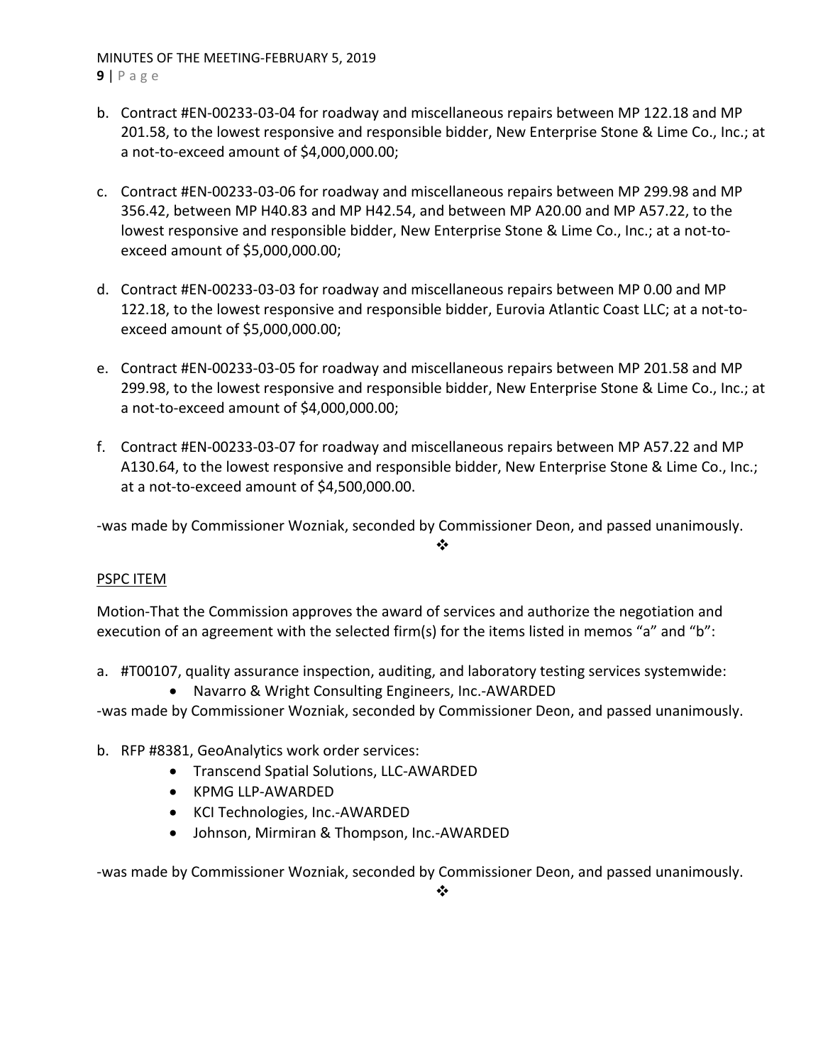b. Contract #EN-00233-03-04 for roadway and miscellaneous repairs between MP 122.18 and MP 201.58, to the lowest responsive and responsible bidder, New Enterprise Stone & Lime Co., Inc.; at a not-to-exceed amount of $4,000,000.00;

c. Contract #EN-00233-03-06 for roadway and miscellaneous repairs between MP 299.98 and MP 356.42, between MP H40.83 and MP H42.54, and between MP A20.00 and MP A57.22, to the lowest responsive and responsible bidder, New Enterprise Stone & Lime Co., Inc.; at a not-to-exceed amount of $5,000,000.00;

d. Contract #EN-00233-03-03 for roadway and miscellaneous repairs between MP 0.00 and MP 122.18, to the lowest responsive and responsible bidder, Eurovia Atlantic Coast LLC; at a not-to-exceed amount of $5,000,000.00;

e. Contract #EN-00233-03-05 for roadway and miscellaneous repairs between MP 201.58 and MP 299.98, to the lowest responsive and responsible bidder, New Enterprise Stone & Lime Co., Inc.; at a not-to-exceed amount of $4,000,000.00;

f. Contract #EN-00233-03-07 for roadway and miscellaneous repairs between MP A57.22 and MP A130.64, to the lowest responsive and responsible bidder, New Enterprise Stone & Lime Co., Inc.; at a not-to-exceed amount of $4,500,000.00.

-was made by Commissioner Wozniak, seconded by Commissioner Deon, and passed unanimously.

❖

PSPC ITEM

Motion-That the Commission approves the award of services and authorize the negotiation and execution of an agreement with the selected firm(s) for the items listed in memos "a" and "b":

a. #T00107, quality assurance inspection, auditing, and laboratory testing services systemwide:
   - Navarro & Wright Consulting Engineers, Inc.-AWARDED

-was made by Commissioner Wozniak, seconded by Commissioner Deon, and passed unanimously.

b. RFP #8381, GeoAnalytics work order services:
   - Transcend Spatial Solutions, LLC-AWARDED
   - KPMG LLP-AWARDED
   - KCI Technologies, Inc.-AWARDED
   - Johnson, Mirmiran & Thompson, Inc.-AWARDED

-was made by Commissioner Wozniak, seconded by Commissioner Deon, and passed unanimously.

❖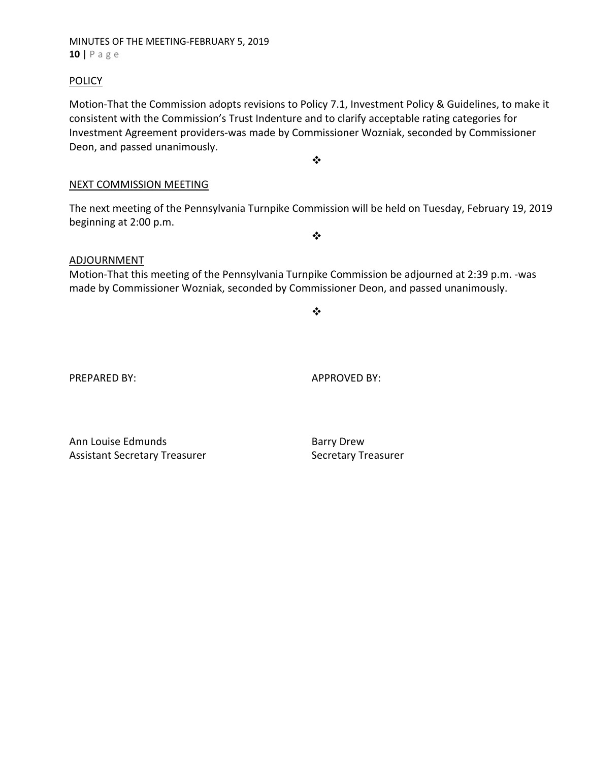POLICY

Motion-That the Commission adopts revisions to Policy 7.1, Investment Policy & Guidelines, to make it consistent with the Commission's Trust Indenture and to clarify acceptable rating categories for Investment Agreement providers-was made by Commissioner Wozniak, seconded by Commissioner Deon, and passed unanimously.

❖

NEXT COMMISSION MEETING

The next meeting of the Pennsylvania Turnpike Commission will be held on Tuesday, February 19, 2019 beginning at 2:00 p.m.

❖

ADJOURNMENT

Motion-That this meeting of the Pennsylvania Turnpike Commission be adjourned at 2:39 p.m. -was made by Commissioner Wozniak, seconded by Commissioner Deon, and passed unanimously.

❖

PREPARED BY:

Ann Louise Edmunds
Assistant Secretary Treasurer

APPROVED BY:

Barry Drew
Secretary Treasurer